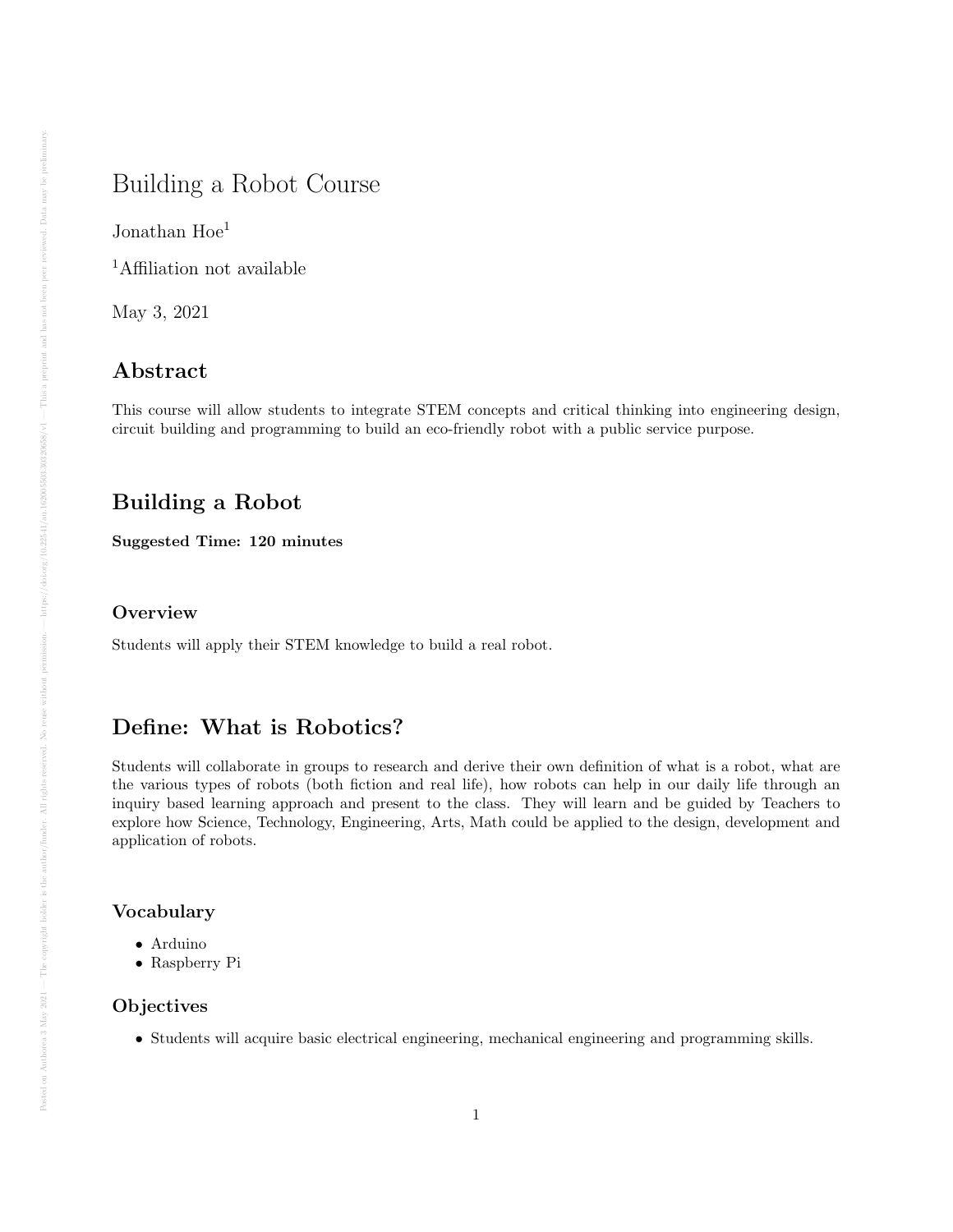# Building a Robot Course

Jonathan Hoe[1]

[1]Affiliation not available

May 3, 2021

## Abstract

This course will allow students to integrate STEM concepts and critical thinking into engineering design, circuit building and programming to build an eco-friendly robot with a public service purpose.

## Building a Robot

**Suggested Time: 120 minutes**

### Overview

Students will apply their STEM knowledge to build a real robot.

## Define: What is Robotics?

Students will collaborate in groups to research and derive their own definition of what is a robot, what are the various types of robots (both fiction and real life), how robots can help in our daily life through an inquiry based learning approach and present to the class. They will learn and be guided by Teachers to explore how Science, Technology, Engineering, Arts, Math could be applied to the design, development and application of robots.

### Vocabulary

- Arduino
- Raspberry Pi

### Objectives

- Students will acquire basic electrical engineering, mechanical engineering and programming skills.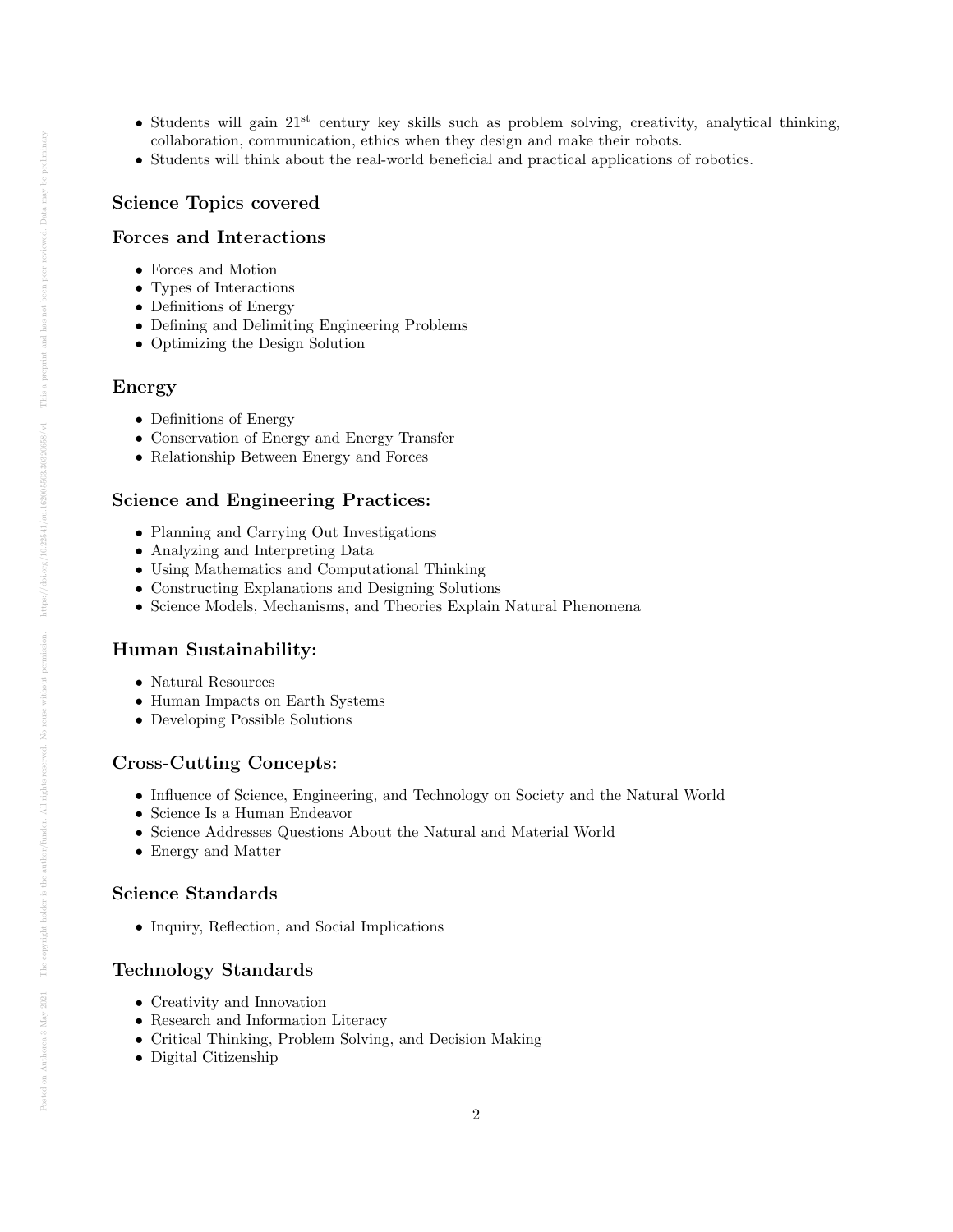- Students will gain 21[st] century key skills such as problem solving, creativity, analytical thinking, collaboration, communication, ethics when they design and make their robots.
- Students will think about the real-world beneficial and practical applications of robotics.

### Science Topics covered

### Forces and Interactions

- Forces and Motion
- Types of Interactions
- Definitions of Energy
- Defining and Delimiting Engineering Problems
- Optimizing the Design Solution

### Energy

- Definitions of Energy
- Conservation of Energy and Energy Transfer
- Relationship Between Energy and Forces

### Science and Engineering Practices:

- Planning and Carrying Out Investigations
- Analyzing and Interpreting Data
- Using Mathematics and Computational Thinking
- Constructing Explanations and Designing Solutions
- Science Models, Mechanisms, and Theories Explain Natural Phenomena

### Human Sustainability:

- Natural Resources
- Human Impacts on Earth Systems
- Developing Possible Solutions

### Cross-Cutting Concepts:

- Influence of Science, Engineering, and Technology on Society and the Natural World
- Science Is a Human Endeavor
- Science Addresses Questions About the Natural and Material World
- Energy and Matter

### Science Standards

- Inquiry, Reflection, and Social Implications

### Technology Standards

- Creativity and Innovation
- Research and Information Literacy
- Critical Thinking, Problem Solving, and Decision Making
- Digital Citizenship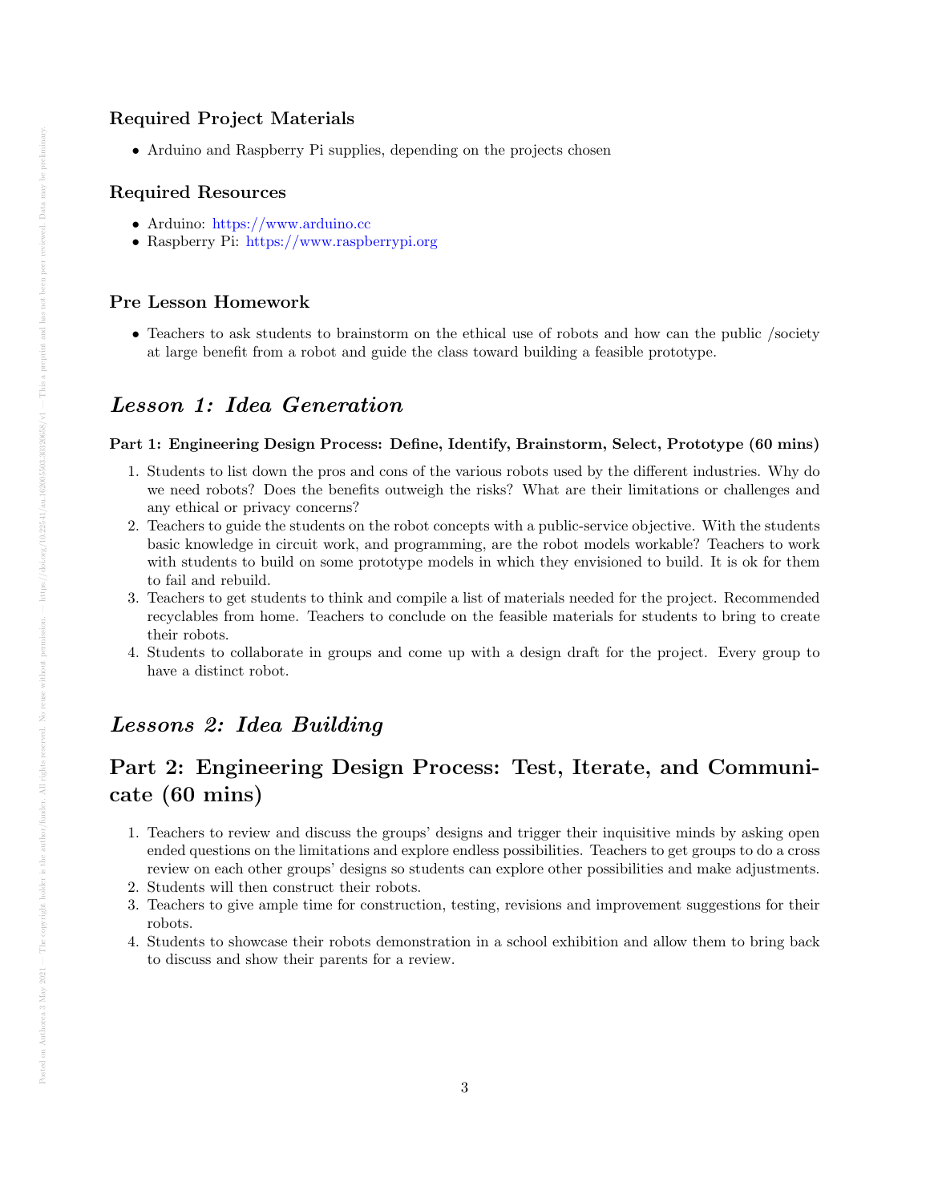### Required Project Materials

- Arduino and Raspberry Pi supplies, depending on the projects chosen

### Required Resources

- Arduino: https://www.arduino.cc
- Raspberry Pi: https://www.raspberrypi.org

### Pre Lesson Homework

- Teachers to ask students to brainstorm on the ethical use of robots and how can the public /society at large benefit from a robot and guide the class toward building a feasible prototype.

## *Lesson 1: Idea Generation*

**Part 1: Engineering Design Process: Define, Identify, Brainstorm, Select, Prototype (60 mins)**

1. Students to list down the pros and cons of the various robots used by the different industries. Why do we need robots? Does the benefits outweigh the risks? What are their limitations or challenges and any ethical or privacy concerns?
2. Teachers to guide the students on the robot concepts with a public-service objective. With the students basic knowledge in circuit work, and programming, are the robot models workable? Teachers to work with students to build on some prototype models in which they envisioned to build. It is ok for them to fail and rebuild.
3. Teachers to get students to think and compile a list of materials needed for the project. Recommended recyclables from home. Teachers to conclude on the feasible materials for students to bring to create their robots.
4. Students to collaborate in groups and come up with a design draft for the project. Every group to have a distinct robot.

## *Lessons 2: Idea Building*

## Part 2: Engineering Design Process: Test, Iterate, and Communicate (60 mins)

1. Teachers to review and discuss the groups' designs and trigger their inquisitive minds by asking open ended questions on the limitations and explore endless possibilities. Teachers to get groups to do a cross review on each other groups' designs so students can explore other possibilities and make adjustments.
2. Students will then construct their robots.
3. Teachers to give ample time for construction, testing, revisions and improvement suggestions for their robots.
4. Students to showcase their robots demonstration in a school exhibition and allow them to bring back to discuss and show their parents for a review.